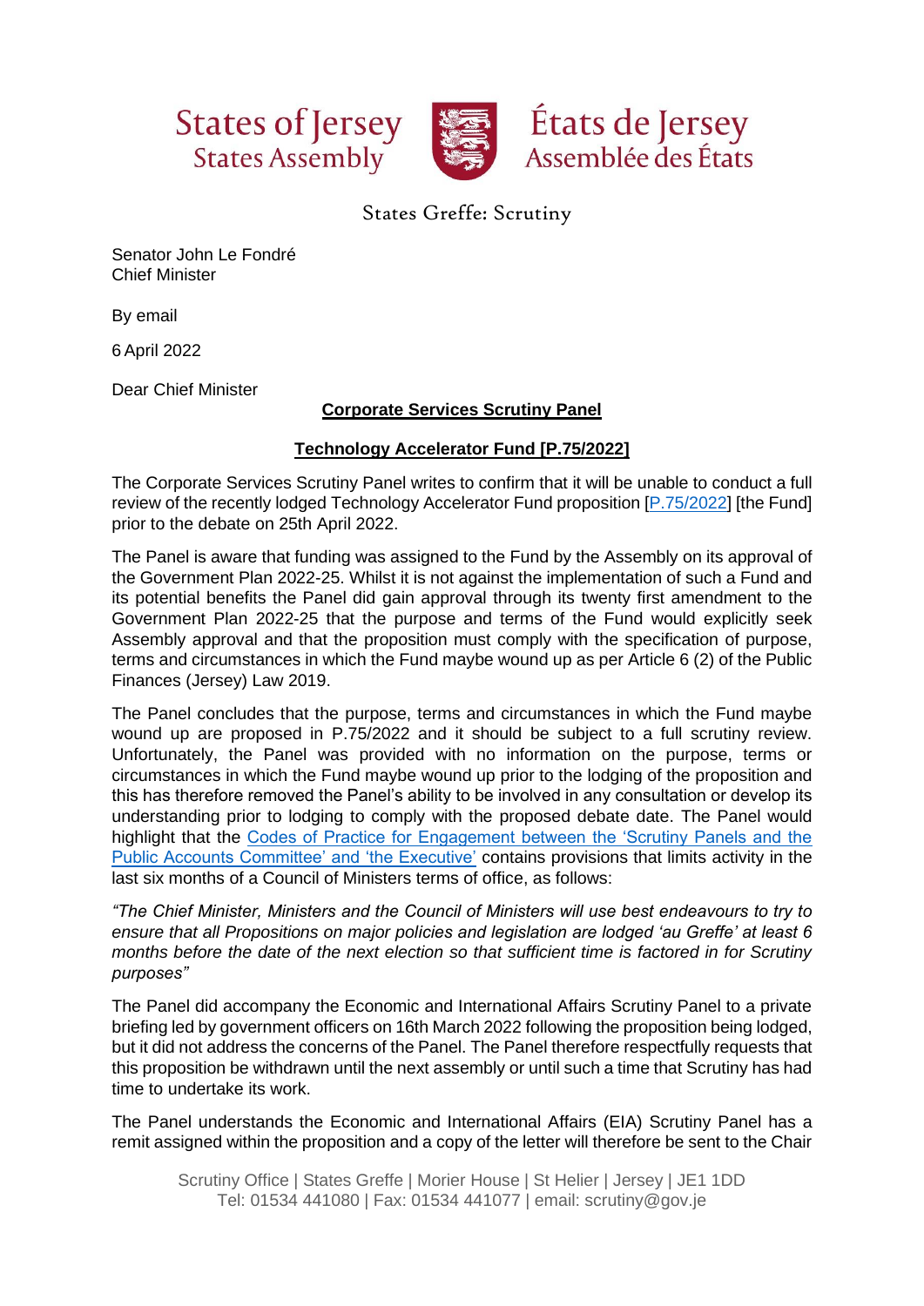States of Jersey
States Assembly

États de Jersey
Assemblée des États

States Greffe: Scrutiny

Senator John Le Fondré
Chief Minister

By email

6 April 2022

Dear Chief Minister

**Corporate Services Scrutiny Panel**

**Technology Accelerator Fund [P.75/2022]**

The Corporate Services Scrutiny Panel writes to confirm that it will be unable to conduct a full review of the recently lodged Technology Accelerator Fund proposition [P.75/2022] [the Fund] prior to the debate on 25th April 2022.

The Panel is aware that funding was assigned to the Fund by the Assembly on its approval of the Government Plan 2022-25. Whilst it is not against the implementation of such a Fund and its potential benefits the Panel did gain approval through its twenty first amendment to the Government Plan 2022-25 that the purpose and terms of the Fund would explicitly seek Assembly approval and that the proposition must comply with the specification of purpose, terms and circumstances in which the Fund maybe wound up as per Article 6 (2) of the Public Finances (Jersey) Law 2019.

The Panel concludes that the purpose, terms and circumstances in which the Fund maybe wound up are proposed in P.75/2022 and it should be subject to a full scrutiny review. Unfortunately, the Panel was provided with no information on the purpose, terms or circumstances in which the Fund maybe wound up prior to the lodging of the proposition and this has therefore removed the Panel's ability to be involved in any consultation or develop its understanding prior to lodging to comply with the proposed debate date. The Panel would highlight that the Codes of Practice for Engagement between the 'Scrutiny Panels and the Public Accounts Committee' and 'the Executive' contains provisions that limits activity in the last six months of a Council of Ministers terms of office, as follows:

*"The Chief Minister, Ministers and the Council of Ministers will use best endeavours to try to ensure that all Propositions on major policies and legislation are lodged 'au Greffe' at least 6 months before the date of the next election so that sufficient time is factored in for Scrutiny purposes"*

The Panel did accompany the Economic and International Affairs Scrutiny Panel to a private briefing led by government officers on 16th March 2022 following the proposition being lodged, but it did not address the concerns of the Panel. The Panel therefore respectfully requests that this proposition be withdrawn until the next assembly or until such a time that Scrutiny has had time to undertake its work.

The Panel understands the Economic and International Affairs (EIA) Scrutiny Panel has a remit assigned within the proposition and a copy of the letter will therefore be sent to the Chair

Scrutiny Office | States Greffe | Morier House | St Helier | Jersey | JE1 1DD
Tel: 01534 441080 | Fax: 01534 441077 | email: scrutiny@gov.je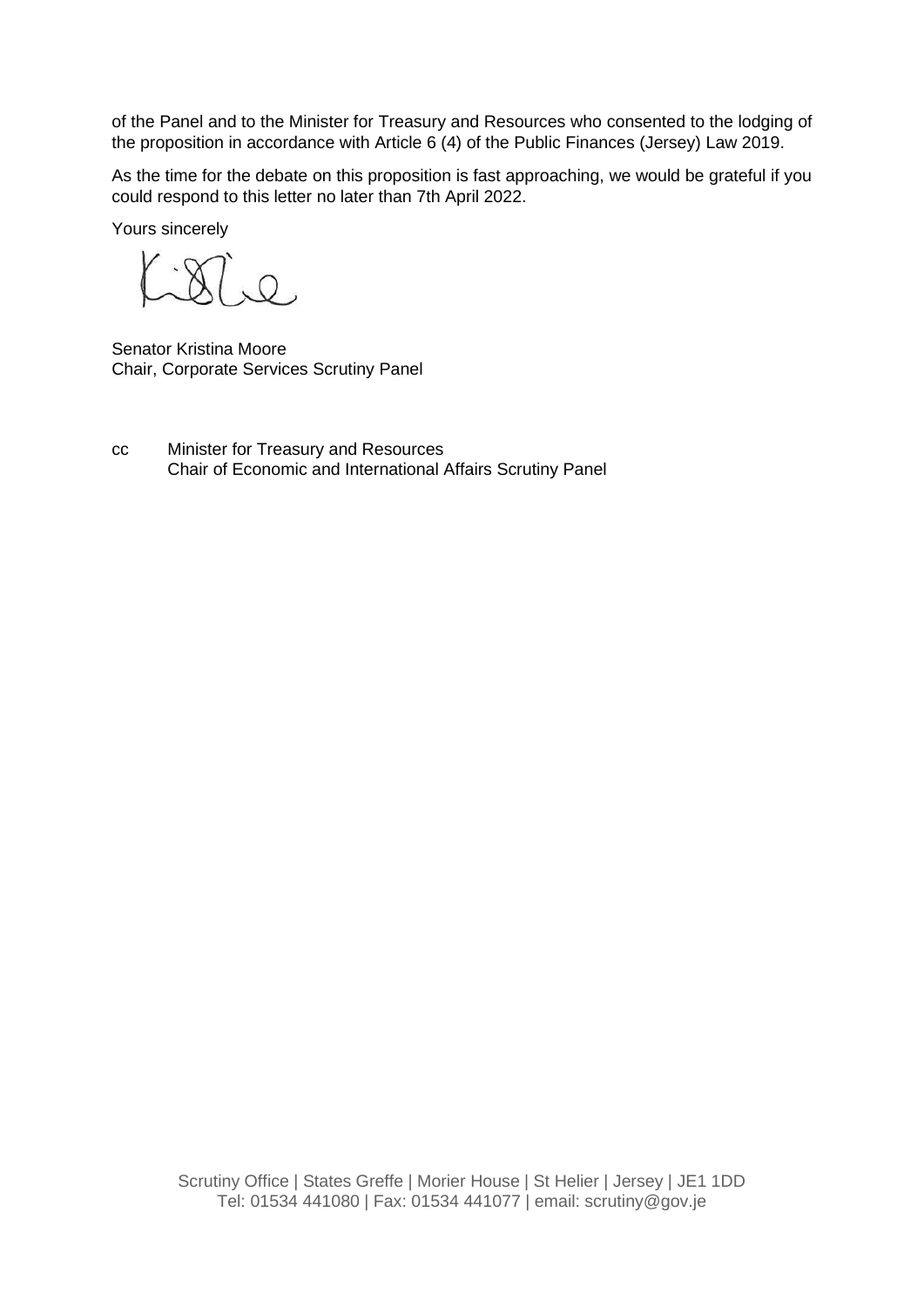of the Panel and to the Minister for Treasury and Resources who consented to the lodging of the proposition in accordance with Article 6 (4) of the Public Finances (Jersey) Law 2019.

As the time for the debate on this proposition is fast approaching, we would be grateful if you could respond to this letter no later than 7th April 2022.

Yours sincerely

Senator Kristina Moore
Chair, Corporate Services Scrutiny Panel

cc Minister for Treasury and Resources
Chair of Economic and International Affairs Scrutiny Panel

Scrutiny Office | States Greffe | Morier House | St Helier | Jersey | JE1 1DD
Tel: 01534 441080 | Fax: 01534 441077 | email: scrutiny@gov.je